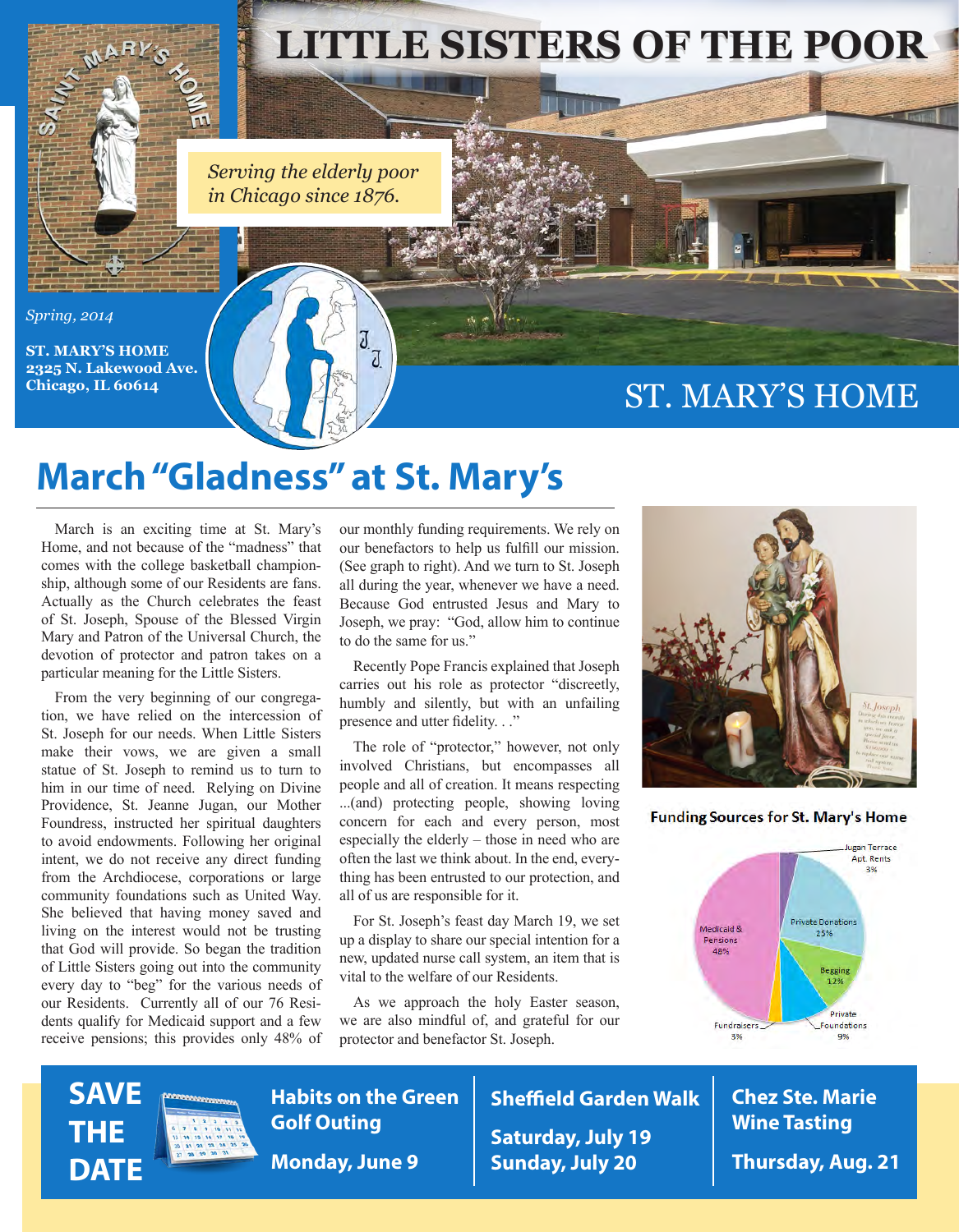# LITTLE SISTERS OF THE POOR

*Serving the elderly poor in Chicago since 1876.*

*Spring, 2014*

**ST. MARY'S HOME**
**2325 N. Lakewood Ave.**
**Chicago, IL 60614**

## ST. MARY'S HOME

# March "Gladness" at St. Mary's

March is an exciting time at St. Mary's Home, and not because of the "madness" that comes with the college basketball championship, although some of our Residents are fans. Actually as the Church celebrates the feast of St. Joseph, Spouse of the Blessed Virgin Mary and Patron of the Universal Church, the devotion of protector and patron takes on a particular meaning for the Little Sisters.

From the very beginning of our congregation, we have relied on the intercession of St. Joseph for our needs. When Little Sisters make their vows, we are given a small statue of St. Joseph to remind us to turn to him in our time of need. Relying on Divine Providence, St. Jeanne Jugan, our Mother Foundress, instructed her spiritual daughters to avoid endowments. Following her original intent, we do not receive any direct funding from the Archdiocese, corporations or large community foundations such as United Way. She believed that having money saved and living on the interest would not be trusting that God will provide. So began the tradition of Little Sisters going out into the community every day to "beg" for the various needs of our Residents. Currently all of our 76 Residents qualify for Medicaid support and a few receive pensions; this provides only 48% of our monthly funding requirements. We rely on our benefactors to help us fulfill our mission. (See graph to right). And we turn to St. Joseph all during the year, whenever we have a need. Because God entrusted Jesus and Mary to Joseph, we pray: "God, allow him to continue to do the same for us."

Recently Pope Francis explained that Joseph carries out his role as protector "discreetly, humbly and silently, but with an unfailing presence and utter fidelity. . ."

The role of "protector," however, not only involved Christians, but encompasses all people and all of creation. It means respecting ...(and) protecting people, showing loving concern for each and every person, most especially the elderly – those in need who are often the last we think about. In the end, everything has been entrusted to our protection, and all of us are responsible for it.

For St. Joseph's feast day March 19, we set up a display to share our special intention for a new, updated nurse call system, an item that is vital to the welfare of our Residents.

As we approach the holy Easter season, we are also mindful of, and grateful for our protector and benefactor St. Joseph.

**Funding Sources for St. Mary's Home**

| Source | Percent |
|---|---|
| Medicaid & Pensions | 48% |
| Private Donations | 25% |
| Begging | 12% |
| Private Foundations | 9% |
| Jugan Terrace Apt. Rents | 3% |
| Fundraisers | 3% |

**SAVE THE DATE**

**Habits on the Green Golf Outing**
**Monday, June 9**

**Sheffield Garden Walk**
**Saturday, July 19**
**Sunday, July 20**

**Chez Ste. Marie Wine Tasting**
**Thursday, Aug. 21**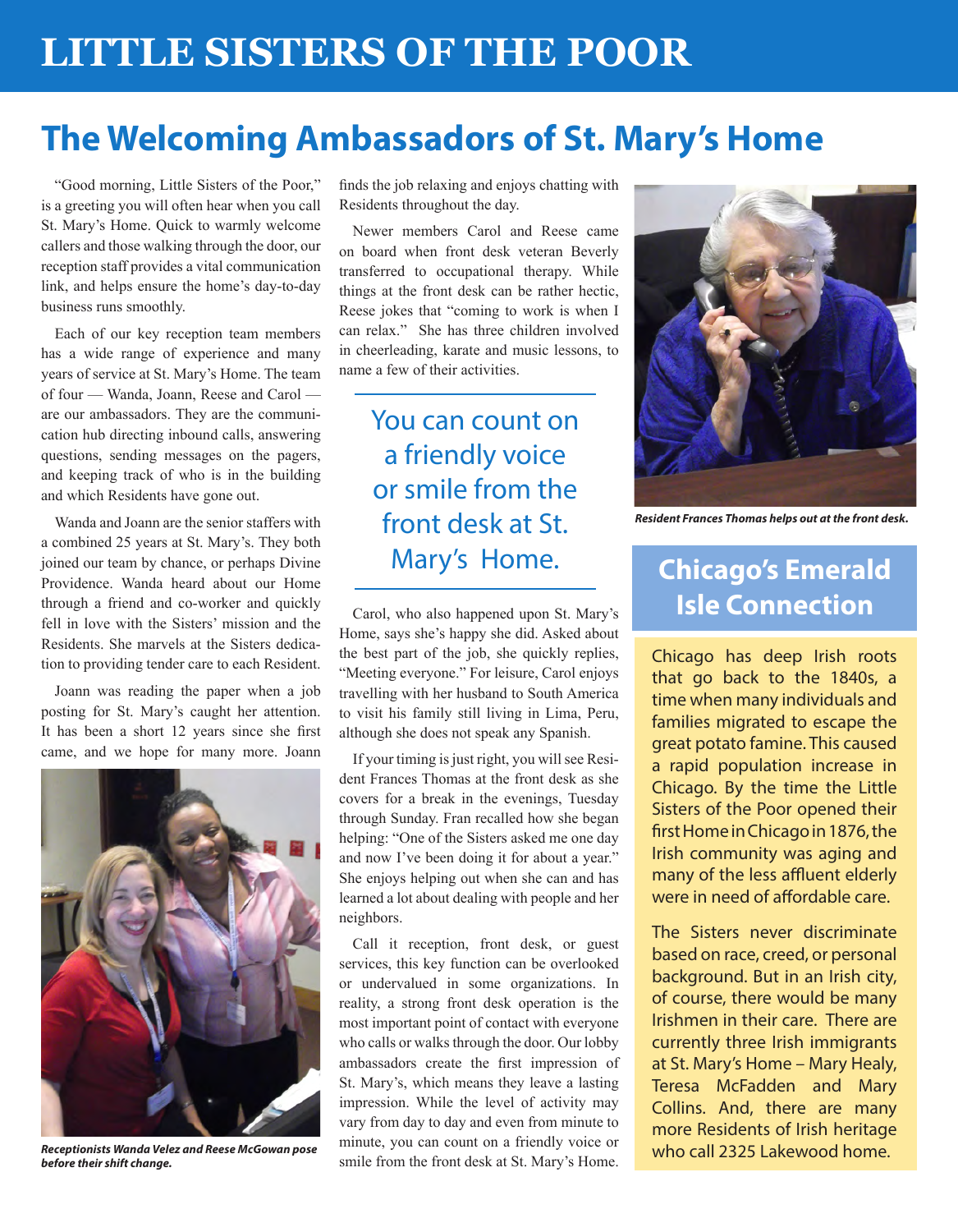# LITTLE SISTERS OF THE POOR

## The Welcoming Ambassadors of St. Mary's Home

"Good morning, Little Sisters of the Poor," is a greeting you will often hear when you call St. Mary's Home. Quick to warmly welcome callers and those walking through the door, our reception staff provides a vital communication link, and helps ensure the home's day-to-day business runs smoothly.

Each of our key reception team members has a wide range of experience and many years of service at St. Mary's Home. The team of four — Wanda, Joann, Reese and Carol — are our ambassadors. They are the communication hub directing inbound calls, answering questions, sending messages on the pagers, and keeping track of who is in the building and which Residents have gone out.

Wanda and Joann are the senior staffers with a combined 25 years at St. Mary's. They both joined our team by chance, or perhaps Divine Providence. Wanda heard about our Home through a friend and co-worker and quickly fell in love with the Sisters' mission and the Residents. She marvels at the Sisters dedication to providing tender care to each Resident.

Joann was reading the paper when a job posting for St. Mary's caught her attention. It has been a short 12 years since she first came, and we hope for many more. Joann finds the job relaxing and enjoys chatting with Residents throughout the day.

*Receptionists Wanda Velez and Reese McGowan pose before their shift change.*

Newer members Carol and Reese came on board when front desk veteran Beverly transferred to occupational therapy. While things at the front desk can be rather hectic, Reese jokes that "coming to work is when I can relax." She has three children involved in cheerleading, karate and music lessons, to name a few of their activities.

> You can count on a friendly voice or smile from the front desk at St. Mary's Home.

Carol, who also happened upon St. Mary's Home, says she's happy she did. Asked about the best part of the job, she quickly replies, "Meeting everyone." For leisure, Carol enjoys travelling with her husband to South America to visit his family still living in Lima, Peru, although she does not speak any Spanish.

If your timing is just right, you will see Resident Frances Thomas at the front desk as she covers for a break in the evenings, Tuesday through Sunday. Fran recalled how she began helping: "One of the Sisters asked me one day and now I've been doing it for about a year." She enjoys helping out when she can and has learned a lot about dealing with people and her neighbors.

Call it reception, front desk, or guest services, this key function can be overlooked or undervalued in some organizations. In reality, a strong front desk operation is the most important point of contact with everyone who calls or walks through the door. Our lobby ambassadors create the first impression of St. Mary's, which means they leave a lasting impression. While the level of activity may vary from day to day and even from minute to minute, you can count on a friendly voice or smile from the front desk at St. Mary's Home.

*Resident Frances Thomas helps out at the front desk.*

## Chicago's Emerald Isle Connection

Chicago has deep Irish roots that go back to the 1840s, a time when many individuals and families migrated to escape the great potato famine. This caused a rapid population increase in Chicago. By the time the Little Sisters of the Poor opened their first Home in Chicago in 1876, the Irish community was aging and many of the less affluent elderly were in need of affordable care.

The Sisters never discriminate based on race, creed, or personal background. But in an Irish city, of course, there would be many Irishmen in their care. There are currently three Irish immigrants at St. Mary's Home – Mary Healy, Teresa McFadden and Mary Collins. And, there are many more Residents of Irish heritage who call 2325 Lakewood home.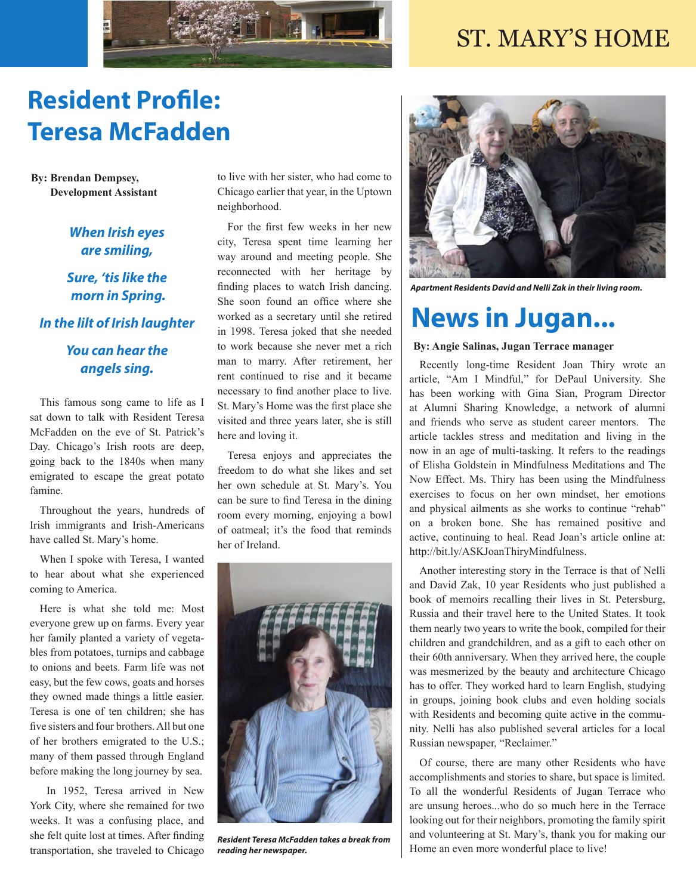# Resident Profile: Teresa McFadden

**By: Brendan Dempsey, Development Assistant**

***When Irish eyes are smiling,***

***Sure, 'tis like the morn in Spring.***

***In the lilt of Irish laughter***

***You can hear the angels sing.***

This famous song came to life as I sat down to talk with Resident Teresa McFadden on the eve of St. Patrick's Day. Chicago's Irish roots are deep, going back to the 1840s when many emigrated to escape the great potato famine.

Throughout the years, hundreds of Irish immigrants and Irish-Americans have called St. Mary's home.

When I spoke with Teresa, I wanted to hear about what she experienced coming to America.

Here is what she told me: Most everyone grew up on farms. Every year her family planted a variety of vegetables from potatoes, turnips and cabbage to onions and beets. Farm life was not easy, but the few cows, goats and horses they owned made things a little easier. Teresa is one of ten children; she has five sisters and four brothers. All but one of her brothers emigrated to the U.S.; many of them passed through England before making the long journey by sea.

In 1952, Teresa arrived in New York City, where she remained for two weeks. It was a confusing place, and she felt quite lost at times. After finding transportation, she traveled to Chicago to live with her sister, who had come to Chicago earlier that year, in the Uptown neighborhood.

For the first few weeks in her new city, Teresa spent time learning her way around and meeting people. She reconnected with her heritage by finding places to watch Irish dancing. She soon found an office where she worked as a secretary until she retired in 1998. Teresa joked that she needed to work because she never met a rich man to marry. After retirement, her rent continued to rise and it became necessary to find another place to live. St. Mary's Home was the first place she visited and three years later, she is still here and loving it.

Teresa enjoys and appreciates the freedom to do what she likes and set her own schedule at St. Mary's. You can be sure to find Teresa in the dining room every morning, enjoying a bowl of oatmeal; it's the food that reminds her of Ireland.

***Resident Teresa McFadden takes a break from reading her newspaper.***

***Apartment Residents David and Nelli Zak in their living room.***

# News in Jugan...

**By: Angie Salinas, Jugan Terrace manager**

Recently long-time Resident Joan Thiry wrote an article, "Am I Mindful," for DePaul University. She has been working with Gina Sian, Program Director at Alumni Sharing Knowledge, a network of alumni and friends who serve as student career mentors. The article tackles stress and meditation and living in the now in an age of multi-tasking. It refers to the readings of Elisha Goldstein in Mindfulness Meditations and The Now Effect. Ms. Thiry has been using the Mindfulness exercises to focus on her own mindset, her emotions and physical ailments as she works to continue "rehab" on a broken bone. She has remained positive and active, continuing to heal. Read Joan's article online at: http://bit.ly/ASKJoanThiryMindfulness.

Another interesting story in the Terrace is that of Nelli and David Zak, 10 year Residents who just published a book of memoirs recalling their lives in St. Petersburg, Russia and their travel here to the United States. It took them nearly two years to write the book, compiled for their children and grandchildren, and as a gift to each other on their 60th anniversary. When they arrived here, the couple was mesmerized by the beauty and architecture Chicago has to offer. They worked hard to learn English, studying in groups, joining book clubs and even holding socials with Residents and becoming quite active in the community. Nelli has also published several articles for a local Russian newspaper, "Reclaimer."

Of course, there are many other Residents who have accomplishments and stories to share, but space is limited. To all the wonderful Residents of Jugan Terrace who are unsung heroes...who do so much here in the Terrace looking out for their neighbors, promoting the family spirit and volunteering at St. Mary's, thank you for making our Home an even more wonderful place to live!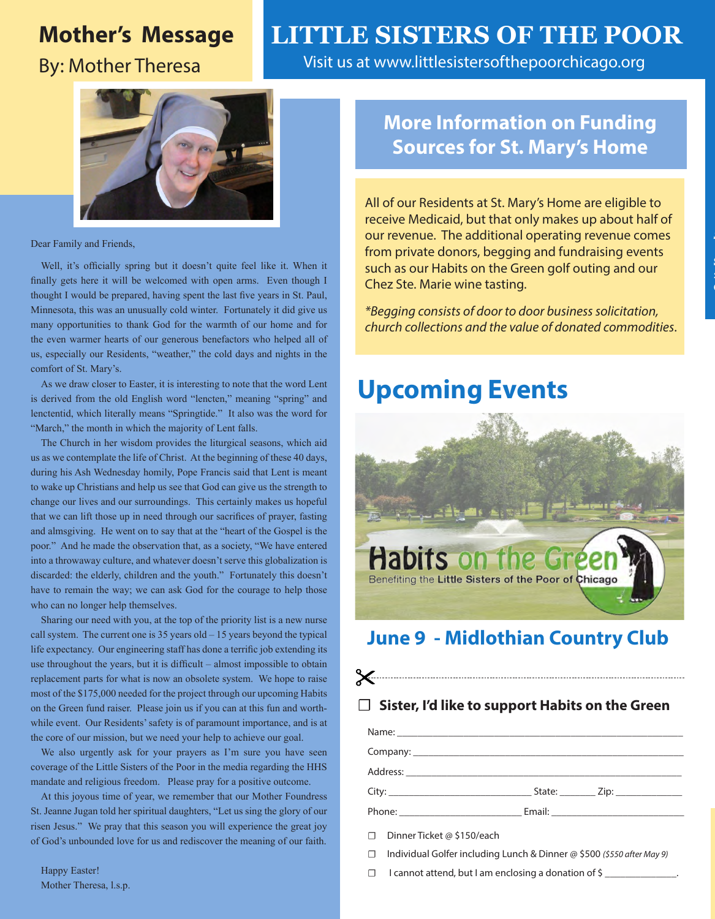# Mother's Message

By: Mother Theresa

# LITTLE SISTERS OF THE POOR

Visit us at www.littlesistersofthepoorchicago.org

Dear Family and Friends,

Well, it's officially spring but it doesn't quite feel like it. When it finally gets here it will be welcomed with open arms. Even though I thought I would be prepared, having spent the last five years in St. Paul, Minnesota, this was an unusually cold winter. Fortunately it did give us many opportunities to thank God for the warmth of our home and for the even warmer hearts of our generous benefactors who helped all of us, especially our Residents, "weather," the cold days and nights in the comfort of St. Mary's.

As we draw closer to Easter, it is interesting to note that the word Lent is derived from the old English word "lencten," meaning "spring" and lenctentid, which literally means "Springtide." It also was the word for "March," the month in which the majority of Lent falls.

The Church in her wisdom provides the liturgical seasons, which aid us as we contemplate the life of Christ. At the beginning of these 40 days, during his Ash Wednesday homily, Pope Francis said that Lent is meant to wake up Christians and help us see that God can give us the strength to change our lives and our surroundings. This certainly makes us hopeful that we can lift those up in need through our sacrifices of prayer, fasting and almsgiving. He went on to say that at the "heart of the Gospel is the poor." And he made the observation that, as a society, "We have entered into a throwaway culture, and whatever doesn't serve this globalization is discarded: the elderly, children and the youth." Fortunately this doesn't have to remain the way; we can ask God for the courage to help those who can no longer help themselves.

Sharing our need with you, at the top of the priority list is a new nurse call system. The current one is 35 years old – 15 years beyond the typical life expectancy. Our engineering staff has done a terrific job extending its use throughout the years, but it is difficult – almost impossible to obtain replacement parts for what is now an obsolete system. We hope to raise most of the $175,000 needed for the project through our upcoming Habits on the Green fund raiser. Please join us if you can at this fun and worthwhile event. Our Residents' safety is of paramount importance, and is at the core of our mission, but we need your help to achieve our goal.

We also urgently ask for your prayers as I'm sure you have seen coverage of the Little Sisters of the Poor in the media regarding the HHS mandate and religious freedom. Please pray for a positive outcome.

At this joyous time of year, we remember that our Mother Foundress St. Jeanne Jugan told her spiritual daughters, "Let us sing the glory of our risen Jesus." We pray that this season you will experience the great joy of God's unbounded love for us and rediscover the meaning of our faith.

Happy Easter!
Mother Theresa, l.s.p.

## More Information on Funding Sources for St. Mary's Home

All of our Residents at St. Mary's Home are eligible to receive Medicaid, but that only makes up about half of our revenue. The additional operating revenue comes from private donors, begging and fundraising events such as our Habits on the Green golf outing and our Chez Ste. Marie wine tasting.

*\*Begging consists of door to door business solicitation, church collections and the value of donated commodities.*

## Upcoming Events

Habits on the Green

Benefiting the Little Sisters of the Poor of Chicago

### June 9 - Midlothian Country Club

☐ **Sister, I'd like to support Habits on the Green**

Name: ____________________

Company: ____________________

Address: ____________________

City: ____________ State: ______ Zip: ________

Phone: ____________ Email: ____________

☐ Dinner Ticket @ $150/each

☐ Individual Golfer including Lunch & Dinner @ $500 *($550 after May 9)*

☐ I cannot attend, but I am enclosing a donation of $ ____________.